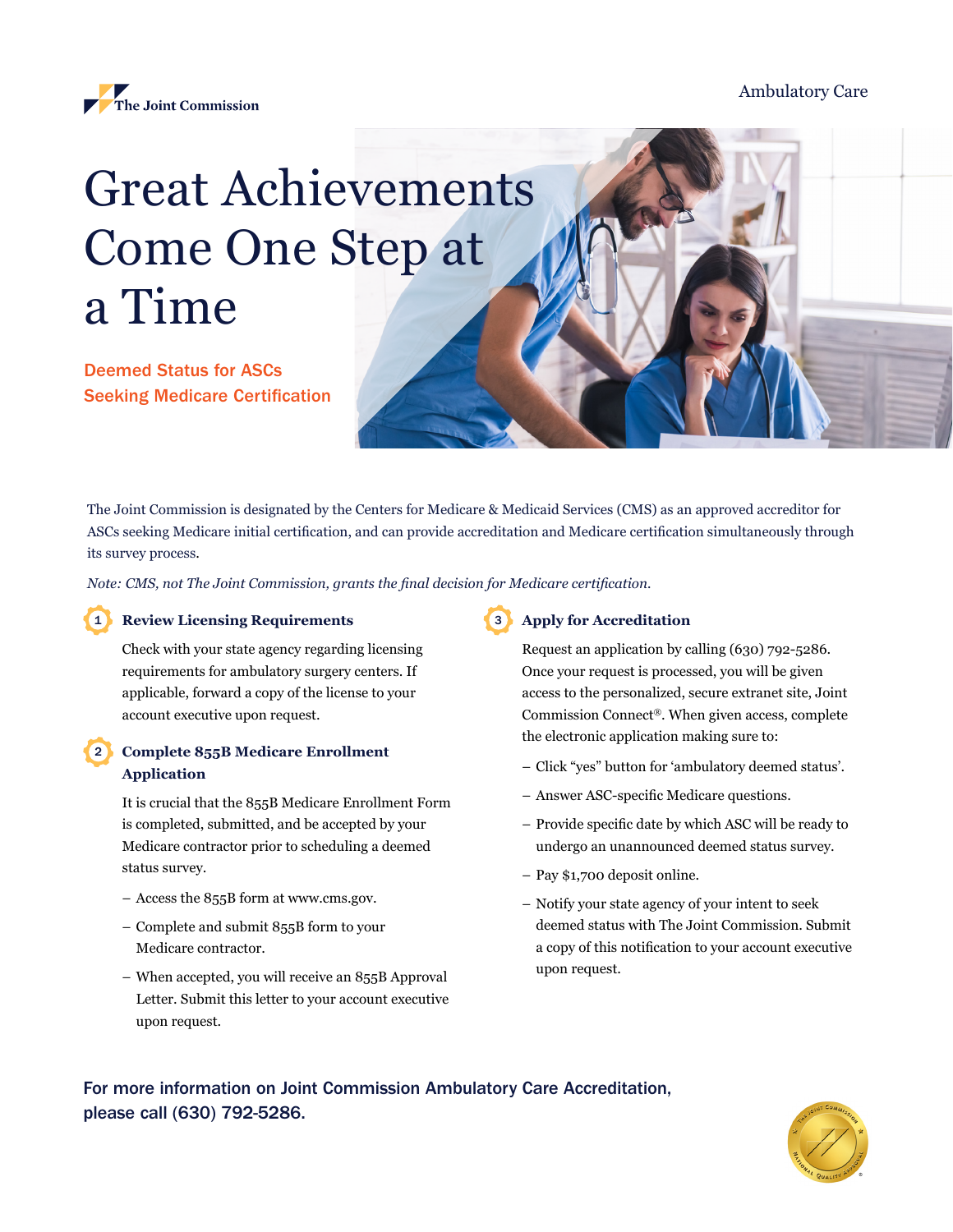The Joint Commission

Ambulatory Care

# Great Achievements Come One Step at a Time

## Deemed Status for ASCs Seeking Medicare Certification

The Joint Commission is designated by the Centers for Medicare & Medicaid Services (CMS) as an approved accreditor for ASCs seeking Medicare initial certification, and can provide accreditation and Medicare certification simultaneously through its survey process.

*Note: CMS, not The Joint Commission, grants the final decision for Medicare certification.*

### 1 Review Licensing Requirements

Check with your state agency regarding licensing requirements for ambulatory surgery centers. If applicable, forward a copy of the license to your account executive upon request.

### 2 Complete 855B Medicare Enrollment Application

It is crucial that the 855B Medicare Enrollment Form is completed, submitted, and be accepted by your Medicare contractor prior to scheduling a deemed status survey.

- Access the 855B form at www.cms.gov.
- Complete and submit 855B form to your Medicare contractor.
- When accepted, you will receive an 855B Approval Letter. Submit this letter to your account executive upon request.

### 3 Apply for Accreditation

Request an application by calling (630) 792-5286. Once your request is processed, you will be given access to the personalized, secure extranet site, Joint Commission Connect®. When given access, complete the electronic application making sure to:

- Click "yes" button for 'ambulatory deemed status'.
- Answer ASC-specific Medicare questions.
- Provide specific date by which ASC will be ready to undergo an unannounced deemed status survey.
- Pay $1,700 deposit online.
- Notify your state agency of your intent to seek deemed status with The Joint Commission. Submit a copy of this notification to your account executive upon request.

**For more information on Joint Commission Ambulatory Care Accreditation, please call (630) 792-5286.**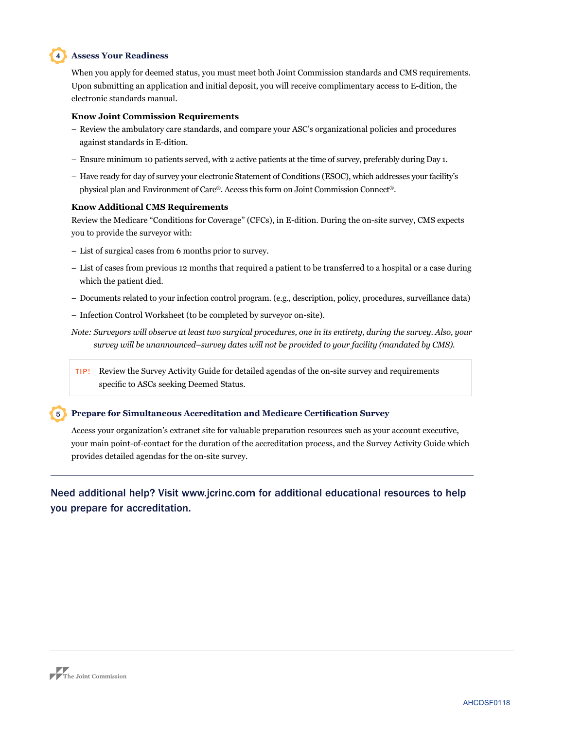## 4 Assess Your Readiness

When you apply for deemed status, you must meet both Joint Commission standards and CMS requirements. Upon submitting an application and initial deposit, you will receive complimentary access to E-dition, the electronic standards manual.

**Know Joint Commission Requirements**

- Review the ambulatory care standards, and compare your ASC's organizational policies and procedures against standards in E-dition.
- Ensure minimum 10 patients served, with 2 active patients at the time of survey, preferably during Day 1.
- Have ready for day of survey your electronic Statement of Conditions (ESOC), which addresses your facility's physical plan and Environment of Care®. Access this form on Joint Commission Connect®.

**Know Additional CMS Requirements**

Review the Medicare "Conditions for Coverage" (CFCs), in E-dition. During the on-site survey, CMS expects you to provide the surveyor with:

- List of surgical cases from 6 months prior to survey.
- List of cases from previous 12 months that required a patient to be transferred to a hospital or a case during which the patient died.
- Documents related to your infection control program. (e.g., description, policy, procedures, surveillance data)
- Infection Control Worksheet (to be completed by surveyor on-site).

*Note: Surveyors will observe at least two surgical procedures, one in its entirety, during the survey. Also, your survey will be unannounced–survey dates will not be provided to your facility (mandated by CMS).*

**TIP!** Review the Survey Activity Guide for detailed agendas of the on-site survey and requirements specific to ASCs seeking Deemed Status.

## 5 Prepare for Simultaneous Accreditation and Medicare Certification Survey

Access your organization's extranet site for valuable preparation resources such as your account executive, your main point-of-contact for the duration of the accreditation process, and the Survey Activity Guide which provides detailed agendas for the on-site survey.

---

**Need additional help? Visit www.jcrinc.com for additional educational resources to help you prepare for accreditation.**

The Joint Commission

AHCDSF0118